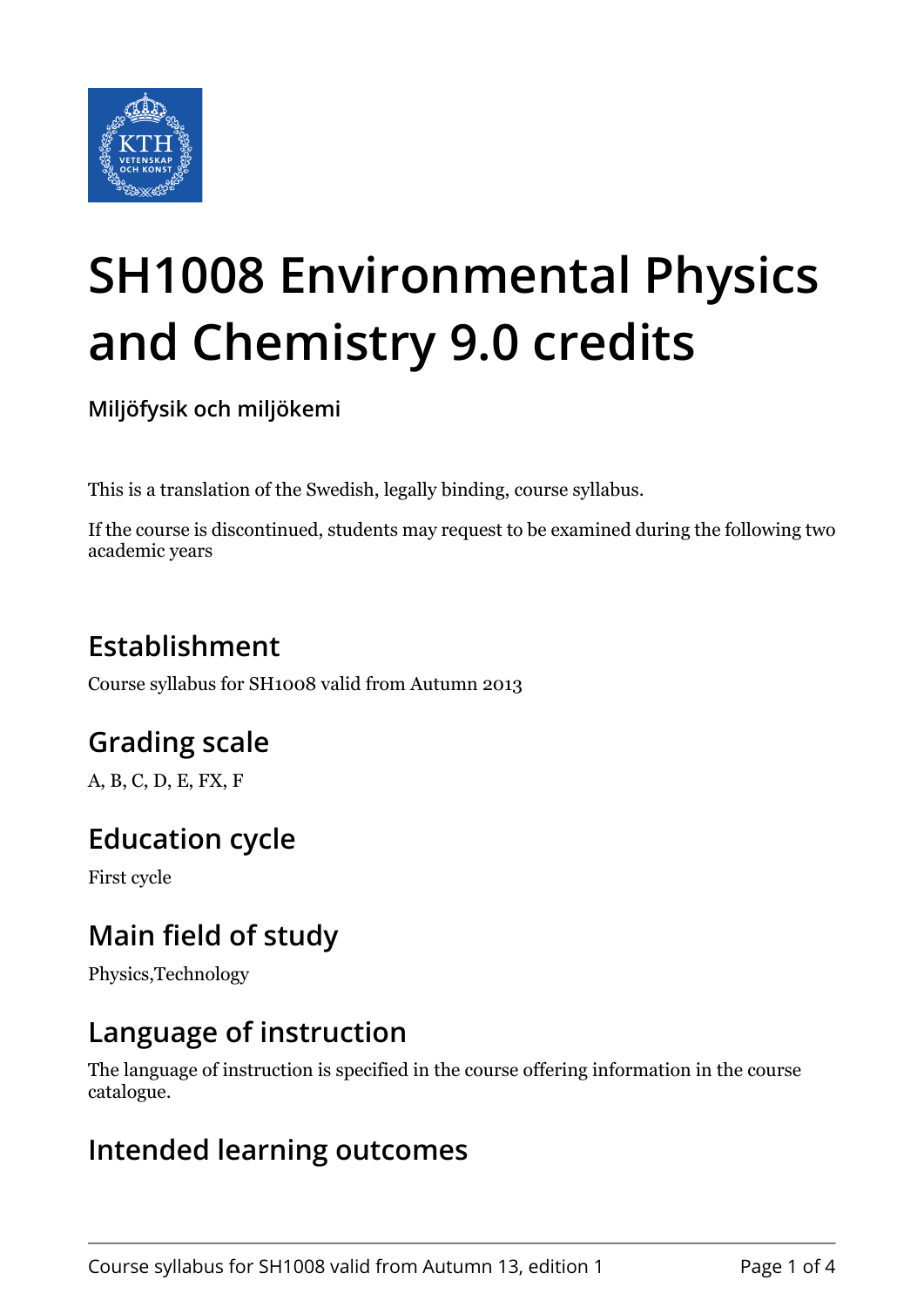# SH1008 Environmental Physics and Chemistry 9.0 credits

**Miljöfysik och miljökemi**

This is a translation of the Swedish, legally binding, course syllabus.

If the course is discontinued, students may request to be examined during the following two academic years

## Establishment

Course syllabus for SH1008 valid from Autumn 2013

## Grading scale

A, B, C, D, E, FX, F

## Education cycle

First cycle

## Main field of study

Physics,Technology

## Language of instruction

The language of instruction is specified in the course offering information in the course catalogue.

## Intended learning outcomes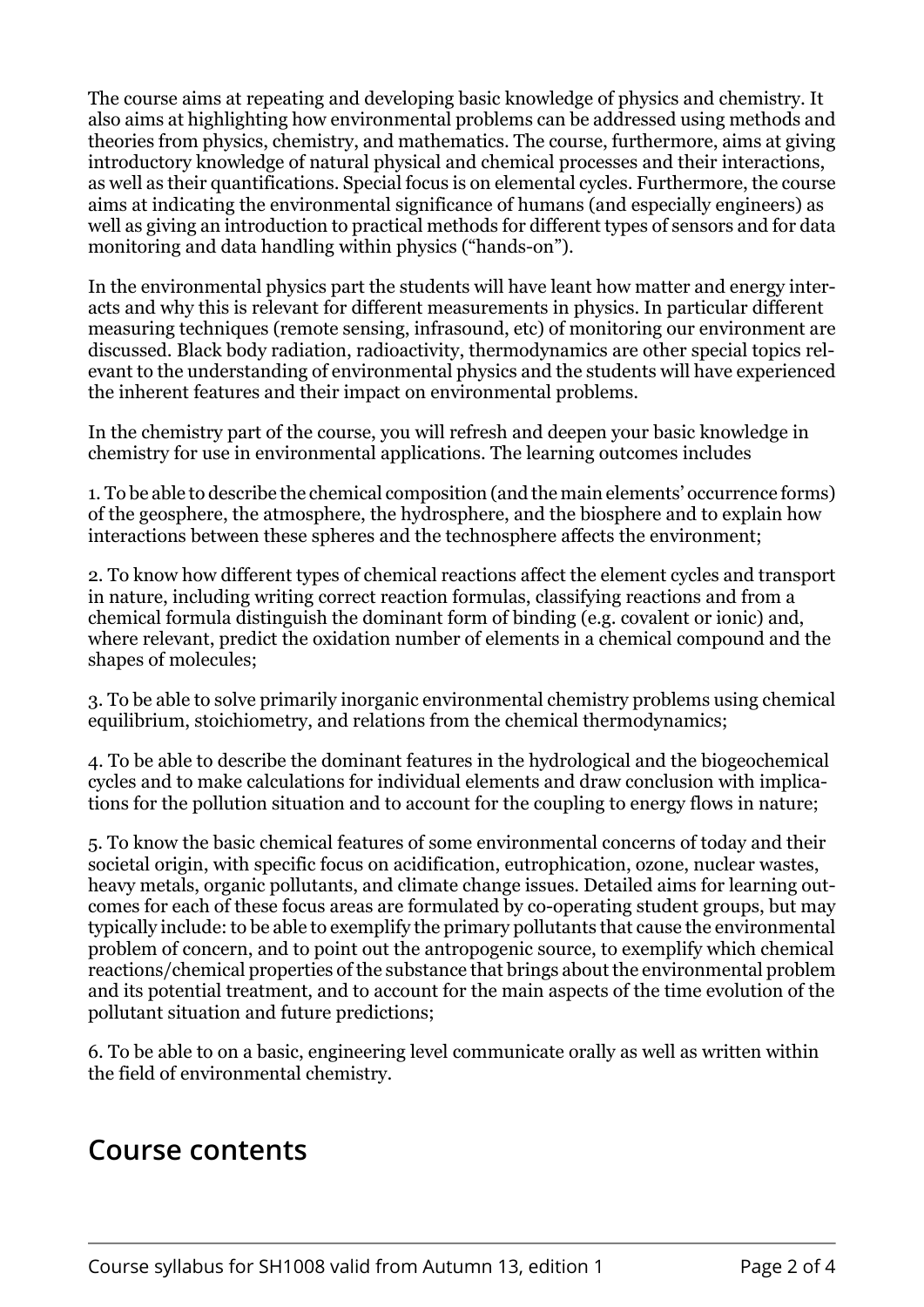The course aims at repeating and developing basic knowledge of physics and chemistry. It also aims at highlighting how environmental problems can be addressed using methods and theories from physics, chemistry, and mathematics. The course, furthermore, aims at giving introductory knowledge of natural physical and chemical processes and their interactions, as well as their quantifications. Special focus is on elemental cycles. Furthermore, the course aims at indicating the environmental significance of humans (and especially engineers) as well as giving an introduction to practical methods for different types of sensors and for data monitoring and data handling within physics ("hands-on").

In the environmental physics part the students will have leant how matter and energy interacts and why this is relevant for different measurements in physics. In particular different measuring techniques (remote sensing, infrasound, etc) of monitoring our environment are discussed. Black body radiation, radioactivity, thermodynamics are other special topics relevant to the understanding of environmental physics and the students will have experienced the inherent features and their impact on environmental problems.

In the chemistry part of the course, you will refresh and deepen your basic knowledge in chemistry for use in environmental applications. The learning outcomes includes

1. To be able to describe the chemical composition (and the main elements' occurrence forms) of the geosphere, the atmosphere, the hydrosphere, and the biosphere and to explain how interactions between these spheres and the technosphere affects the environment;

2. To know how different types of chemical reactions affect the element cycles and transport in nature, including writing correct reaction formulas, classifying reactions and from a chemical formula distinguish the dominant form of binding (e.g. covalent or ionic) and, where relevant, predict the oxidation number of elements in a chemical compound and the shapes of molecules;

3. To be able to solve primarily inorganic environmental chemistry problems using chemical equilibrium, stoichiometry, and relations from the chemical thermodynamics;

4. To be able to describe the dominant features in the hydrological and the biogeochemical cycles and to make calculations for individual elements and draw conclusion with implications for the pollution situation and to account for the coupling to energy flows in nature;

5. To know the basic chemical features of some environmental concerns of today and their societal origin, with specific focus on acidification, eutrophication, ozone, nuclear wastes, heavy metals, organic pollutants, and climate change issues. Detailed aims for learning outcomes for each of these focus areas are formulated by co-operating student groups, but may typically include: to be able to exemplify the primary pollutants that cause the environmental problem of concern, and to point out the antropogenic source, to exemplify which chemical reactions/chemical properties of the substance that brings about the environmental problem and its potential treatment, and to account for the main aspects of the time evolution of the pollutant situation and future predictions;

6. To be able to on a basic, engineering level communicate orally as well as written within the field of environmental chemistry.

## Course contents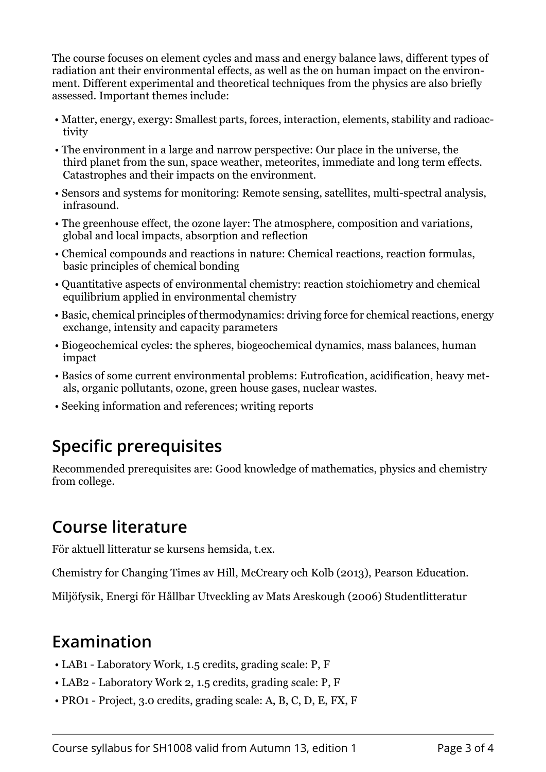The course focuses on element cycles and mass and energy balance laws, different types of radiation ant their environmental effects, as well as the on human impact on the environment. Different experimental and theoretical techniques from the physics are also briefly assessed. Important themes include:

- Matter, energy, exergy: Smallest parts, forces, interaction, elements, stability and radioactivity
- The environment in a large and narrow perspective: Our place in the universe, the third planet from the sun, space weather, meteorites, immediate and long term effects. Catastrophes and their impacts on the environment.
- Sensors and systems for monitoring: Remote sensing, satellites, multi-spectral analysis, infrasound.
- The greenhouse effect, the ozone layer: The atmosphere, composition and variations, global and local impacts, absorption and reflection
- Chemical compounds and reactions in nature: Chemical reactions, reaction formulas, basic principles of chemical bonding
- Quantitative aspects of environmental chemistry: reaction stoichiometry and chemical equilibrium applied in environmental chemistry
- Basic, chemical principles of thermodynamics: driving force for chemical reactions, energy exchange, intensity and capacity parameters
- Biogeochemical cycles: the spheres, biogeochemical dynamics, mass balances, human impact
- Basics of some current environmental problems: Eutrofication, acidification, heavy metals, organic pollutants, ozone, green house gases, nuclear wastes.
- Seeking information and references; writing reports

## Specific prerequisites

Recommended prerequisites are: Good knowledge of mathematics, physics and chemistry from college.

## Course literature

För aktuell litteratur se kursens hemsida, t.ex.

Chemistry for Changing Times av Hill, McCreary och Kolb (2013), Pearson Education.

Miljöfysik, Energi för Hållbar Utveckling av Mats Areskough (2006) Studentlitteratur

## Examination

- LAB1 - Laboratory Work, 1.5 credits, grading scale: P, F
- LAB2 - Laboratory Work 2, 1.5 credits, grading scale: P, F
- PRO1 - Project, 3.0 credits, grading scale: A, B, C, D, E, FX, F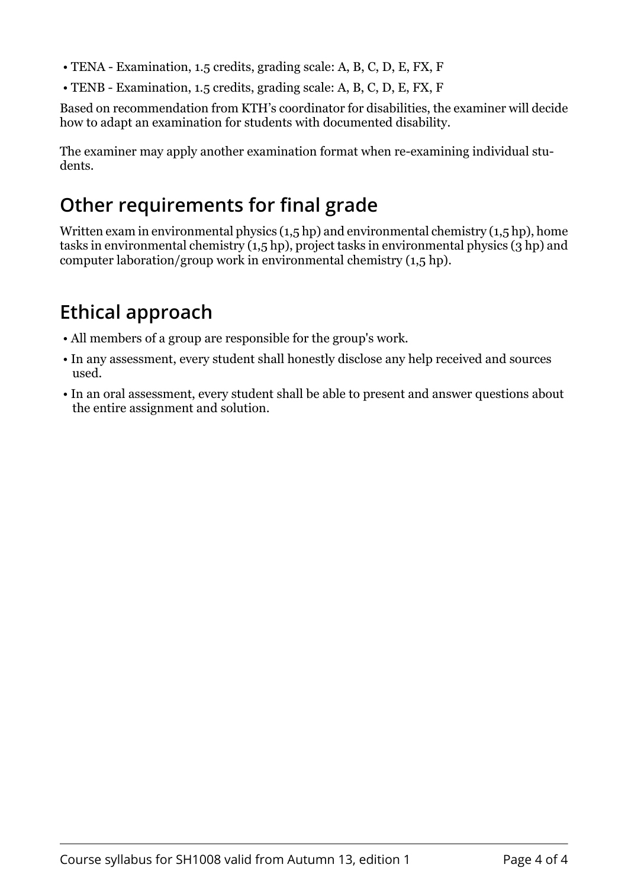- TENA - Examination, 1.5 credits, grading scale: A, B, C, D, E, FX, F
- TENB - Examination, 1.5 credits, grading scale: A, B, C, D, E, FX, F

Based on recommendation from KTH's coordinator for disabilities, the examiner will decide how to adapt an examination for students with documented disability.

The examiner may apply another examination format when re-examining individual students.

## Other requirements for final grade

Written exam in environmental physics (1,5 hp) and environmental chemistry (1,5 hp), home tasks in environmental chemistry (1,5 hp), project tasks in environmental physics (3 hp) and computer laboration/group work in environmental chemistry (1,5 hp).

## Ethical approach

- All members of a group are responsible for the group's work.
- In any assessment, every student shall honestly disclose any help received and sources used.
- In an oral assessment, every student shall be able to present and answer questions about the entire assignment and solution.